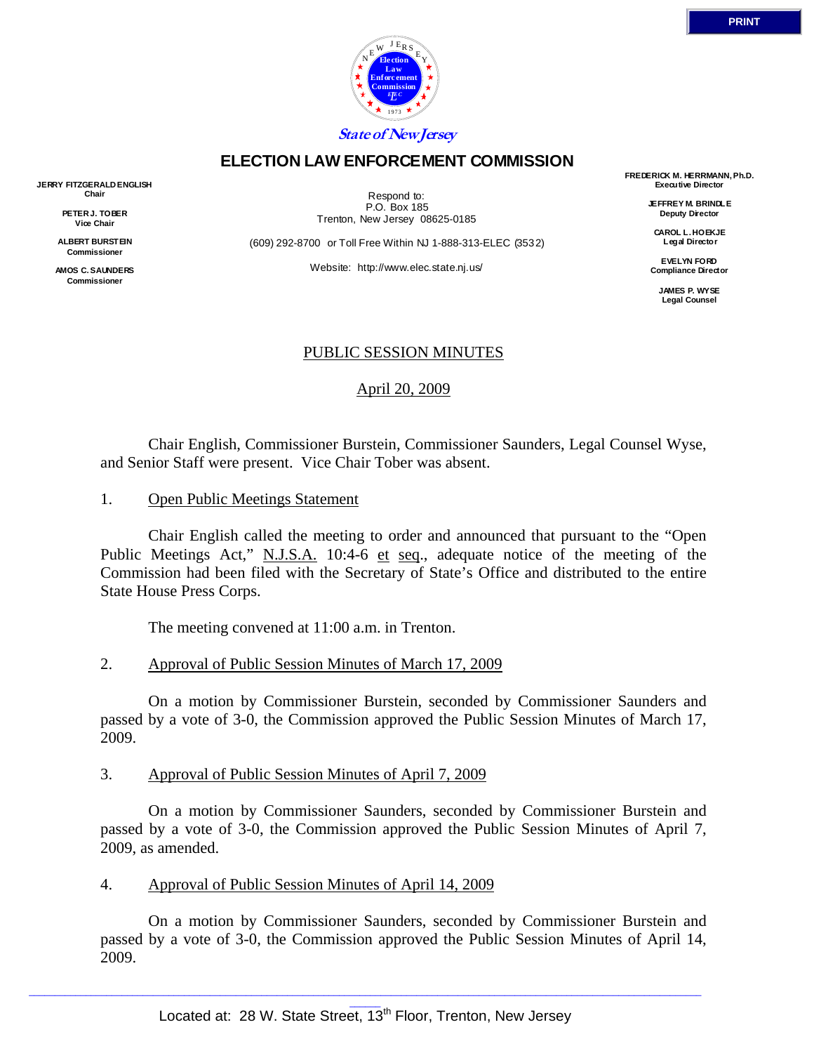PRINT

State of New Jersey

# ELECTION LAW ENFORCEMENT COMMISSION

**JERRY FITZGERALD ENGLISH**
**Chair**

**PETER J. TOBER**
**Vice Chair**

**ALBERT BURSTEIN**
**Commissioner**

**AMOS C. SAUNDERS**
**Commissioner**

Respond to:
P.O. Box 185
Trenton, New Jersey 08625-0185

(609) 292-8700 or Toll Free Within NJ 1-888-313-ELEC (3532)

Website: http://www.elec.state.nj.us/

**FREDERICK M. HERRMANN, Ph.D.**
**Executive Director**

**JEFFREY M. BRINDLE**
**Deputy Director**

**CAROL L. HOEKJE**
**Legal Director**

**EVELYN FORD**
**Compliance Director**

**JAMES P. WYSE**
**Legal Counsel**

PUBLIC SESSION MINUTES

April 20, 2009

Chair English, Commissioner Burstein, Commissioner Saunders, Legal Counsel Wyse, and Senior Staff were present. Vice Chair Tober was absent.

1. Open Public Meetings Statement

Chair English called the meeting to order and announced that pursuant to the "Open Public Meetings Act," N.J.S.A. 10:4-6 et seq., adequate notice of the meeting of the Commission had been filed with the Secretary of State's Office and distributed to the entire State House Press Corps.

The meeting convened at 11:00 a.m. in Trenton.

2. Approval of Public Session Minutes of March 17, 2009

On a motion by Commissioner Burstein, seconded by Commissioner Saunders and passed by a vote of 3-0, the Commission approved the Public Session Minutes of March 17, 2009.

3. Approval of Public Session Minutes of April 7, 2009

On a motion by Commissioner Saunders, seconded by Commissioner Burstein and passed by a vote of 3-0, the Commission approved the Public Session Minutes of April 7, 2009, as amended.

4. Approval of Public Session Minutes of April 14, 2009

On a motion by Commissioner Saunders, seconded by Commissioner Burstein and passed by a vote of 3-0, the Commission approved the Public Session Minutes of April 14, 2009.

Located at: 28 W. State Street, 13th Floor, Trenton, New Jersey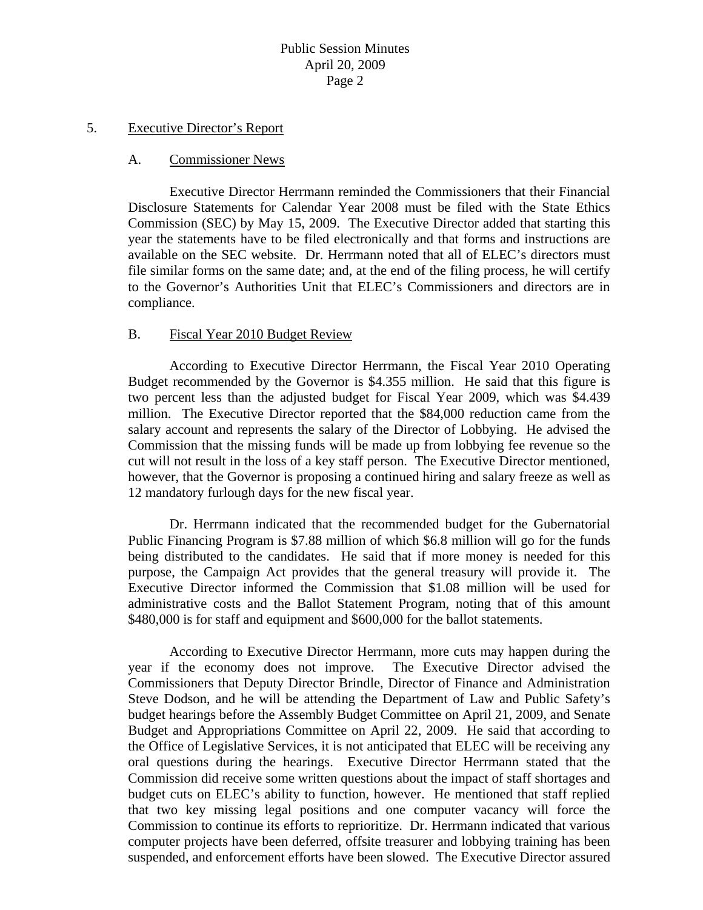5. Executive Director's Report

A. Commissioner News

Executive Director Herrmann reminded the Commissioners that their Financial Disclosure Statements for Calendar Year 2008 must be filed with the State Ethics Commission (SEC) by May 15, 2009. The Executive Director added that starting this year the statements have to be filed electronically and that forms and instructions are available on the SEC website. Dr. Herrmann noted that all of ELEC's directors must file similar forms on the same date; and, at the end of the filing process, he will certify to the Governor's Authorities Unit that ELEC's Commissioners and directors are in compliance.

B. Fiscal Year 2010 Budget Review

According to Executive Director Herrmann, the Fiscal Year 2010 Operating Budget recommended by the Governor is $4.355 million. He said that this figure is two percent less than the adjusted budget for Fiscal Year 2009, which was $4.439 million. The Executive Director reported that the $84,000 reduction came from the salary account and represents the salary of the Director of Lobbying. He advised the Commission that the missing funds will be made up from lobbying fee revenue so the cut will not result in the loss of a key staff person. The Executive Director mentioned, however, that the Governor is proposing a continued hiring and salary freeze as well as 12 mandatory furlough days for the new fiscal year.

Dr. Herrmann indicated that the recommended budget for the Gubernatorial Public Financing Program is $7.88 million of which $6.8 million will go for the funds being distributed to the candidates. He said that if more money is needed for this purpose, the Campaign Act provides that the general treasury will provide it. The Executive Director informed the Commission that $1.08 million will be used for administrative costs and the Ballot Statement Program, noting that of this amount $480,000 is for staff and equipment and $600,000 for the ballot statements.

According to Executive Director Herrmann, more cuts may happen during the year if the economy does not improve. The Executive Director advised the Commissioners that Deputy Director Brindle, Director of Finance and Administration Steve Dodson, and he will be attending the Department of Law and Public Safety's budget hearings before the Assembly Budget Committee on April 21, 2009, and Senate Budget and Appropriations Committee on April 22, 2009. He said that according to the Office of Legislative Services, it is not anticipated that ELEC will be receiving any oral questions during the hearings. Executive Director Herrmann stated that the Commission did receive some written questions about the impact of staff shortages and budget cuts on ELEC's ability to function, however. He mentioned that staff replied that two key missing legal positions and one computer vacancy will force the Commission to continue its efforts to reprioritize. Dr. Herrmann indicated that various computer projects have been deferred, offsite treasurer and lobbying training has been suspended, and enforcement efforts have been slowed. The Executive Director assured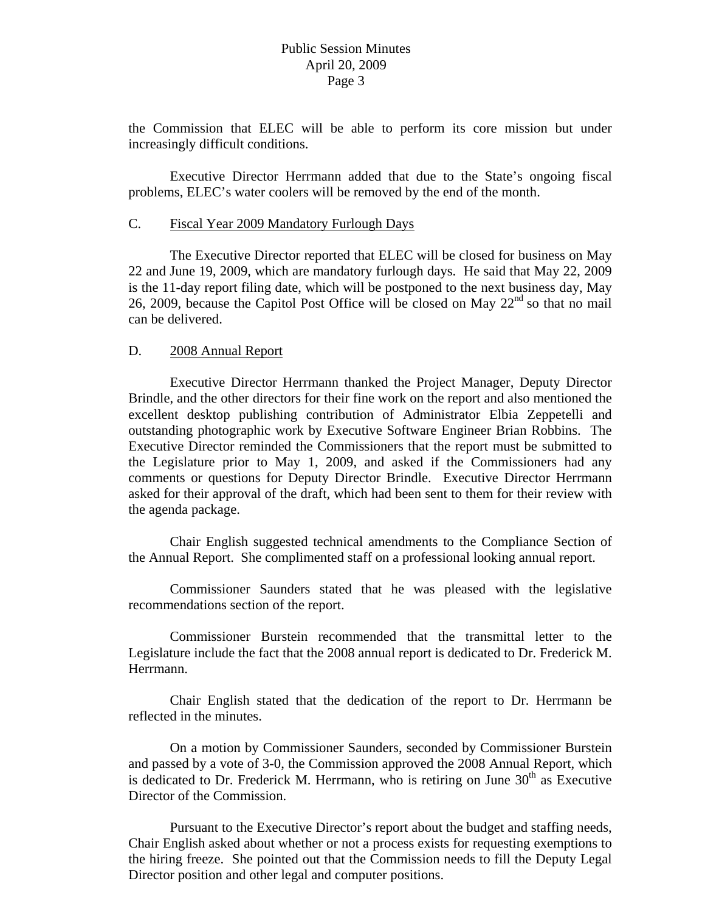the Commission that ELEC will be able to perform its core mission but under increasingly difficult conditions.

Executive Director Herrmann added that due to the State's ongoing fiscal problems, ELEC's water coolers will be removed by the end of the month.

C. Fiscal Year 2009 Mandatory Furlough Days

The Executive Director reported that ELEC will be closed for business on May 22 and June 19, 2009, which are mandatory furlough days. He said that May 22, 2009 is the 11-day report filing date, which will be postponed to the next business day, May 26, 2009, because the Capitol Post Office will be closed on May 22nd so that no mail can be delivered.

D. 2008 Annual Report

Executive Director Herrmann thanked the Project Manager, Deputy Director Brindle, and the other directors for their fine work on the report and also mentioned the excellent desktop publishing contribution of Administrator Elbia Zeppetelli and outstanding photographic work by Executive Software Engineer Brian Robbins. The Executive Director reminded the Commissioners that the report must be submitted to the Legislature prior to May 1, 2009, and asked if the Commissioners had any comments or questions for Deputy Director Brindle. Executive Director Herrmann asked for their approval of the draft, which had been sent to them for their review with the agenda package.

Chair English suggested technical amendments to the Compliance Section of the Annual Report. She complimented staff on a professional looking annual report.

Commissioner Saunders stated that he was pleased with the legislative recommendations section of the report.

Commissioner Burstein recommended that the transmittal letter to the Legislature include the fact that the 2008 annual report is dedicated to Dr. Frederick M. Herrmann.

Chair English stated that the dedication of the report to Dr. Herrmann be reflected in the minutes.

On a motion by Commissioner Saunders, seconded by Commissioner Burstein and passed by a vote of 3-0, the Commission approved the 2008 Annual Report, which is dedicated to Dr. Frederick M. Herrmann, who is retiring on June 30th as Executive Director of the Commission.

Pursuant to the Executive Director's report about the budget and staffing needs, Chair English asked about whether or not a process exists for requesting exemptions to the hiring freeze. She pointed out that the Commission needs to fill the Deputy Legal Director position and other legal and computer positions.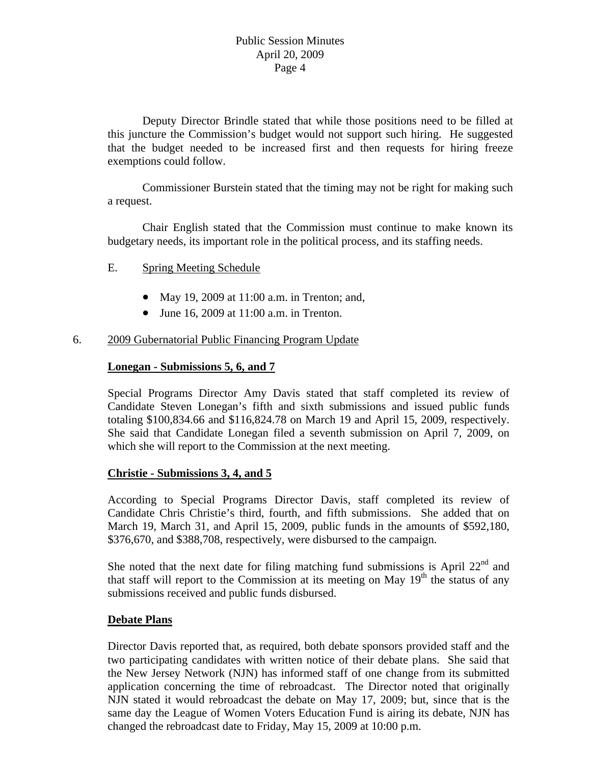Deputy Director Brindle stated that while those positions need to be filled at this juncture the Commission's budget would not support such hiring. He suggested that the budget needed to be increased first and then requests for hiring freeze exemptions could follow.

Commissioner Burstein stated that the timing may not be right for making such a request.

Chair English stated that the Commission must continue to make known its budgetary needs, its important role in the political process, and its staffing needs.

E. Spring Meeting Schedule

- May 19, 2009 at 11:00 a.m. in Trenton; and,
- June 16, 2009 at 11:00 a.m. in Trenton.

6. 2009 Gubernatorial Public Financing Program Update

**Lonegan - Submissions 5, 6, and 7**

Special Programs Director Amy Davis stated that staff completed its review of Candidate Steven Lonegan's fifth and sixth submissions and issued public funds totaling $100,834.66 and $116,824.78 on March 19 and April 15, 2009, respectively. She said that Candidate Lonegan filed a seventh submission on April 7, 2009, on which she will report to the Commission at the next meeting.

**Christie - Submissions 3, 4, and 5**

According to Special Programs Director Davis, staff completed its review of Candidate Chris Christie's third, fourth, and fifth submissions. She added that on March 19, March 31, and April 15, 2009, public funds in the amounts of $592,180, $376,670, and $388,708, respectively, were disbursed to the campaign.

She noted that the next date for filing matching fund submissions is April 22nd and that staff will report to the Commission at its meeting on May 19th the status of any submissions received and public funds disbursed.

**Debate Plans**

Director Davis reported that, as required, both debate sponsors provided staff and the two participating candidates with written notice of their debate plans. She said that the New Jersey Network (NJN) has informed staff of one change from its submitted application concerning the time of rebroadcast. The Director noted that originally NJN stated it would rebroadcast the debate on May 17, 2009; but, since that is the same day the League of Women Voters Education Fund is airing its debate, NJN has changed the rebroadcast date to Friday, May 15, 2009 at 10:00 p.m.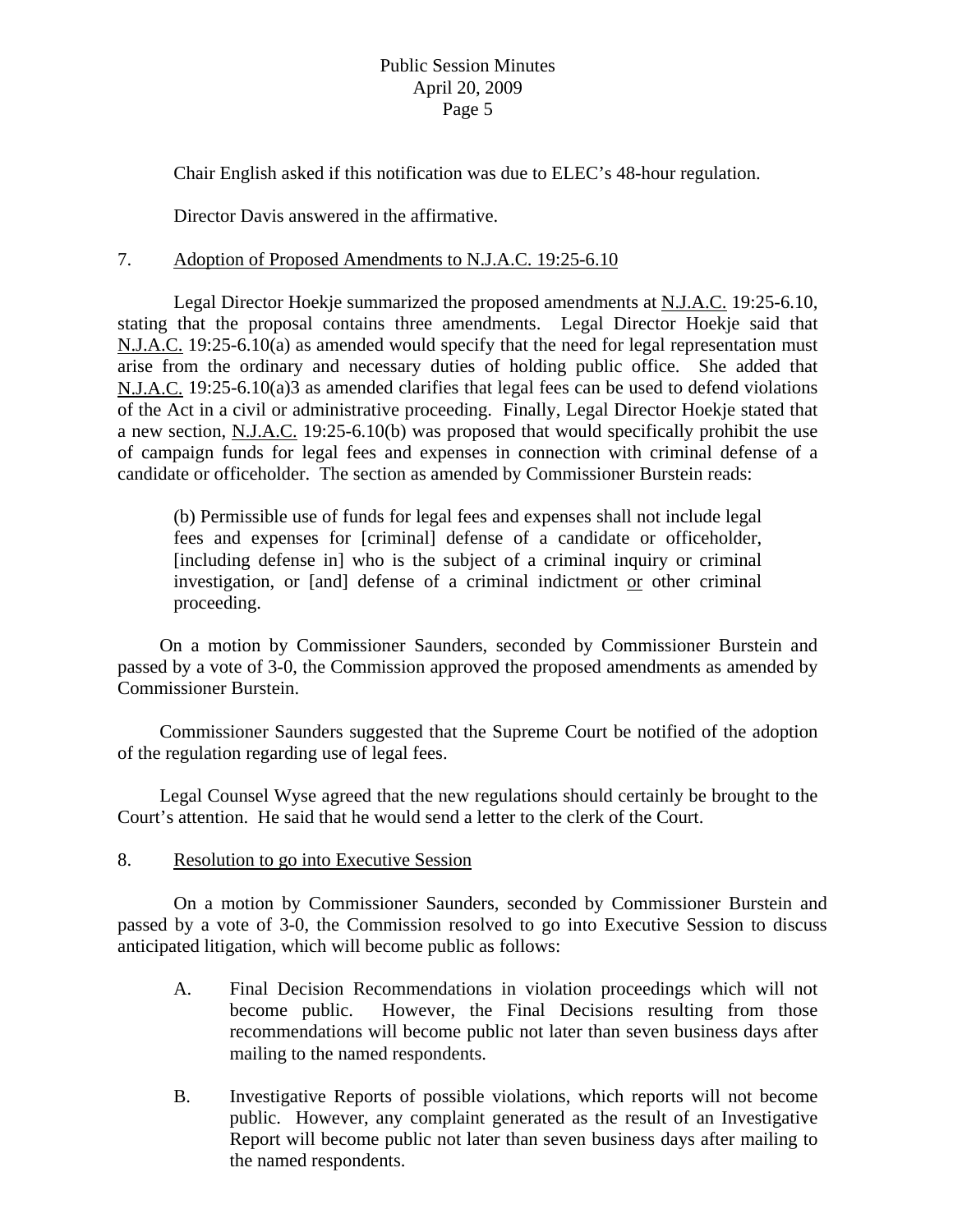Chair English asked if this notification was due to ELEC's 48-hour regulation.

Director Davis answered in the affirmative.

7. <u>Adoption of Proposed Amendments to N.J.A.C. 19:25-6.10</u>

Legal Director Hoekje summarized the proposed amendments at <u>N.J.A.C.</u> 19:25-6.10, stating that the proposal contains three amendments. Legal Director Hoekje said that <u>N.J.A.C.</u> 19:25-6.10(a) as amended would specify that the need for legal representation must arise from the ordinary and necessary duties of holding public office. She added that <u>N.J.A.C.</u> 19:25-6.10(a)3 as amended clarifies that legal fees can be used to defend violations of the Act in a civil or administrative proceeding. Finally, Legal Director Hoekje stated that a new section, <u>N.J.A.C.</u> 19:25-6.10(b) was proposed that would specifically prohibit the use of campaign funds for legal fees and expenses in connection with criminal defense of a candidate or officeholder. The section as amended by Commissioner Burstein reads:

> (b) Permissible use of funds for legal fees and expenses shall not include legal fees and expenses for [criminal] defense of a candidate or officeholder, [including defense in] who is the subject of a criminal inquiry or criminal investigation, or [and] defense of a criminal indictment <u>or</u> other criminal proceeding.

On a motion by Commissioner Saunders, seconded by Commissioner Burstein and passed by a vote of 3-0, the Commission approved the proposed amendments as amended by Commissioner Burstein.

Commissioner Saunders suggested that the Supreme Court be notified of the adoption of the regulation regarding use of legal fees.

Legal Counsel Wyse agreed that the new regulations should certainly be brought to the Court's attention. He said that he would send a letter to the clerk of the Court.

8. <u>Resolution to go into Executive Session</u>

On a motion by Commissioner Saunders, seconded by Commissioner Burstein and passed by a vote of 3-0, the Commission resolved to go into Executive Session to discuss anticipated litigation, which will become public as follows:

A. Final Decision Recommendations in violation proceedings which will not become public. However, the Final Decisions resulting from those recommendations will become public not later than seven business days after mailing to the named respondents.

B. Investigative Reports of possible violations, which reports will not become public. However, any complaint generated as the result of an Investigative Report will become public not later than seven business days after mailing to the named respondents.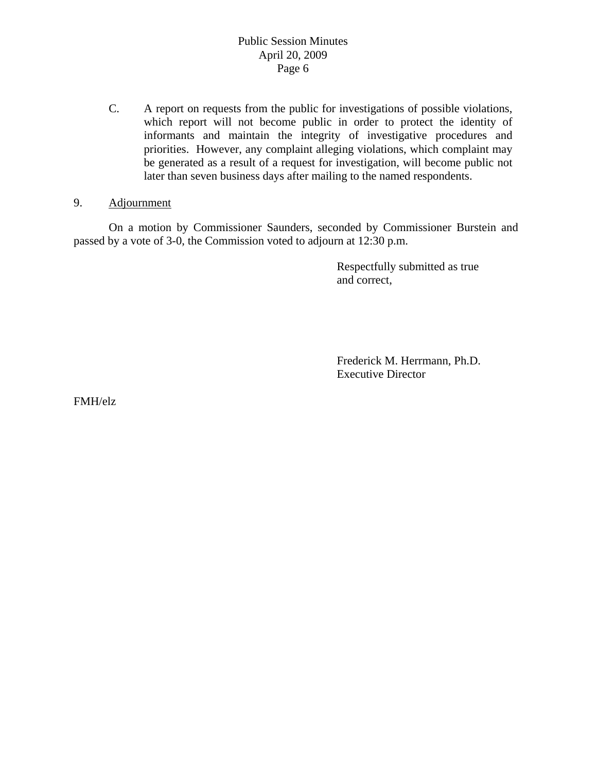C. A report on requests from the public for investigations of possible violations, which report will not become public in order to protect the identity of informants and maintain the integrity of investigative procedures and priorities. However, any complaint alleging violations, which complaint may be generated as a result of a request for investigation, will become public not later than seven business days after mailing to the named respondents.

9. Adjournment

On a motion by Commissioner Saunders, seconded by Commissioner Burstein and passed by a vote of 3-0, the Commission voted to adjourn at 12:30 p.m.

Respectfully submitted as true and correct,

Frederick M. Herrmann, Ph.D.
Executive Director

FMH/elz